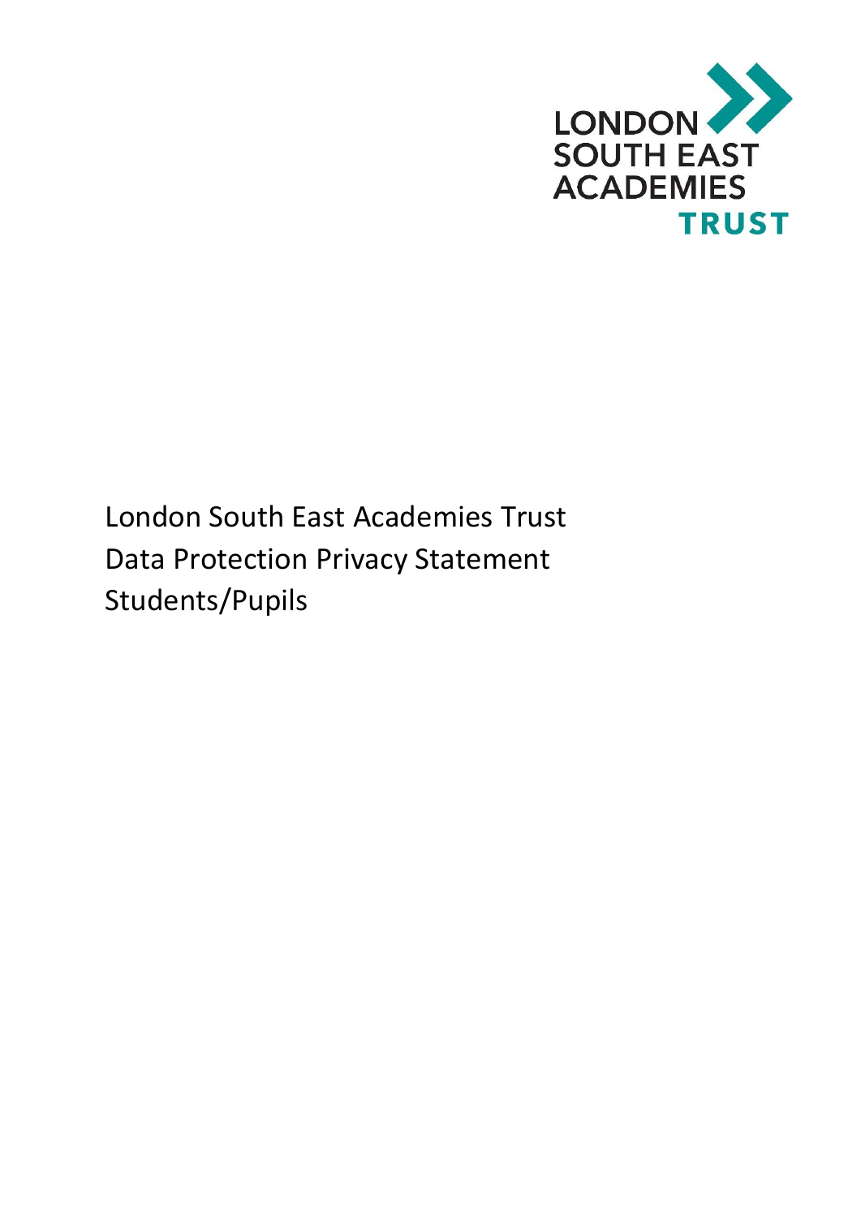LONDON SOUTH EAST ACADEMIES TRUST

# London South East Academies Trust Data Protection Privacy Statement Students/Pupils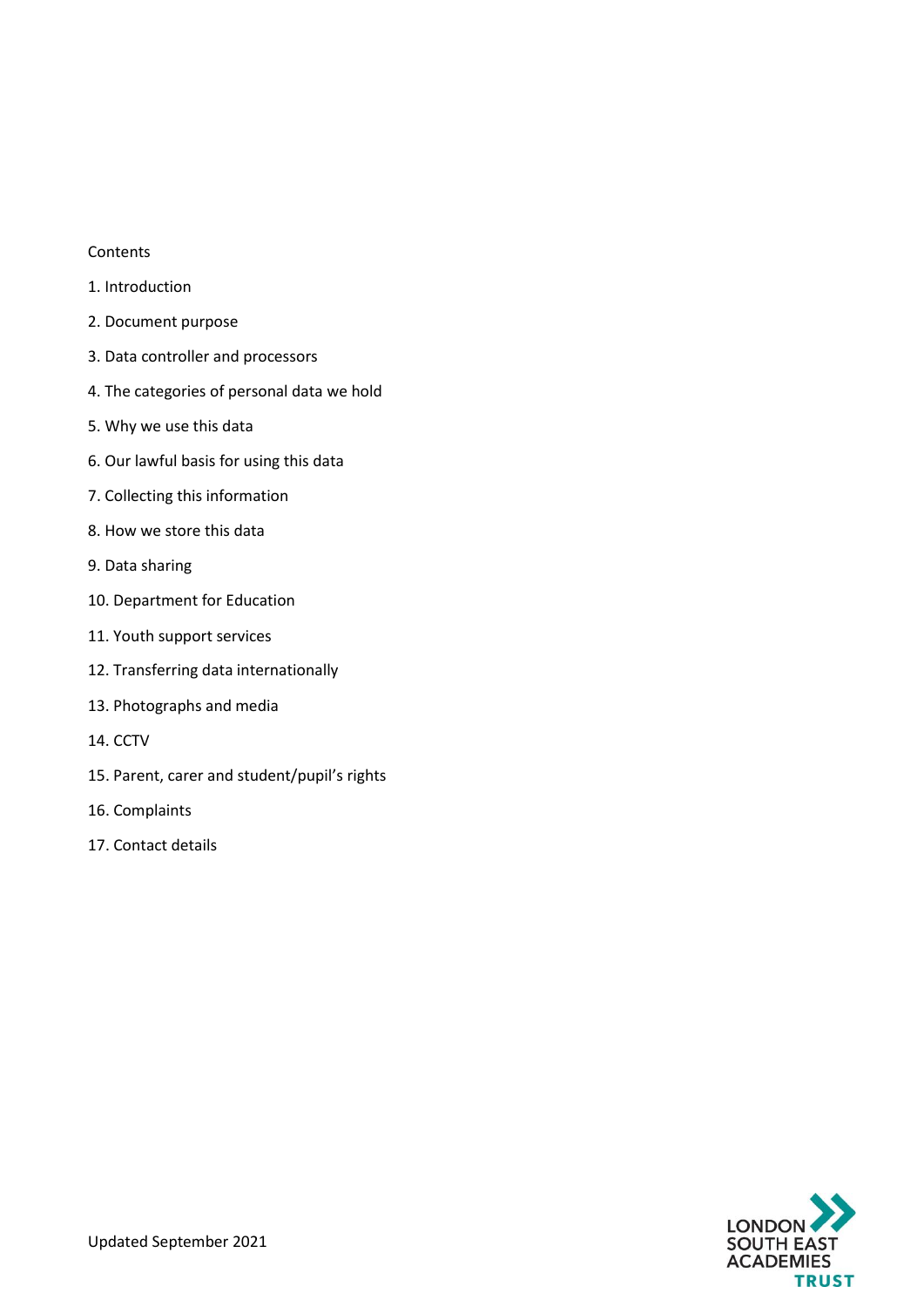Contents

1. Introduction
2. Document purpose
3. Data controller and processors
4. The categories of personal data we hold
5. Why we use this data
6. Our lawful basis for using this data
7. Collecting this information
8. How we store this data
9. Data sharing
10. Department for Education
11. Youth support services
12. Transferring data internationally
13. Photographs and media
14. CCTV
15. Parent, carer and student/pupil's rights
16. Complaints
17. Contact details

Updated September 2021

LONDON SOUTH EAST ACADEMIES TRUST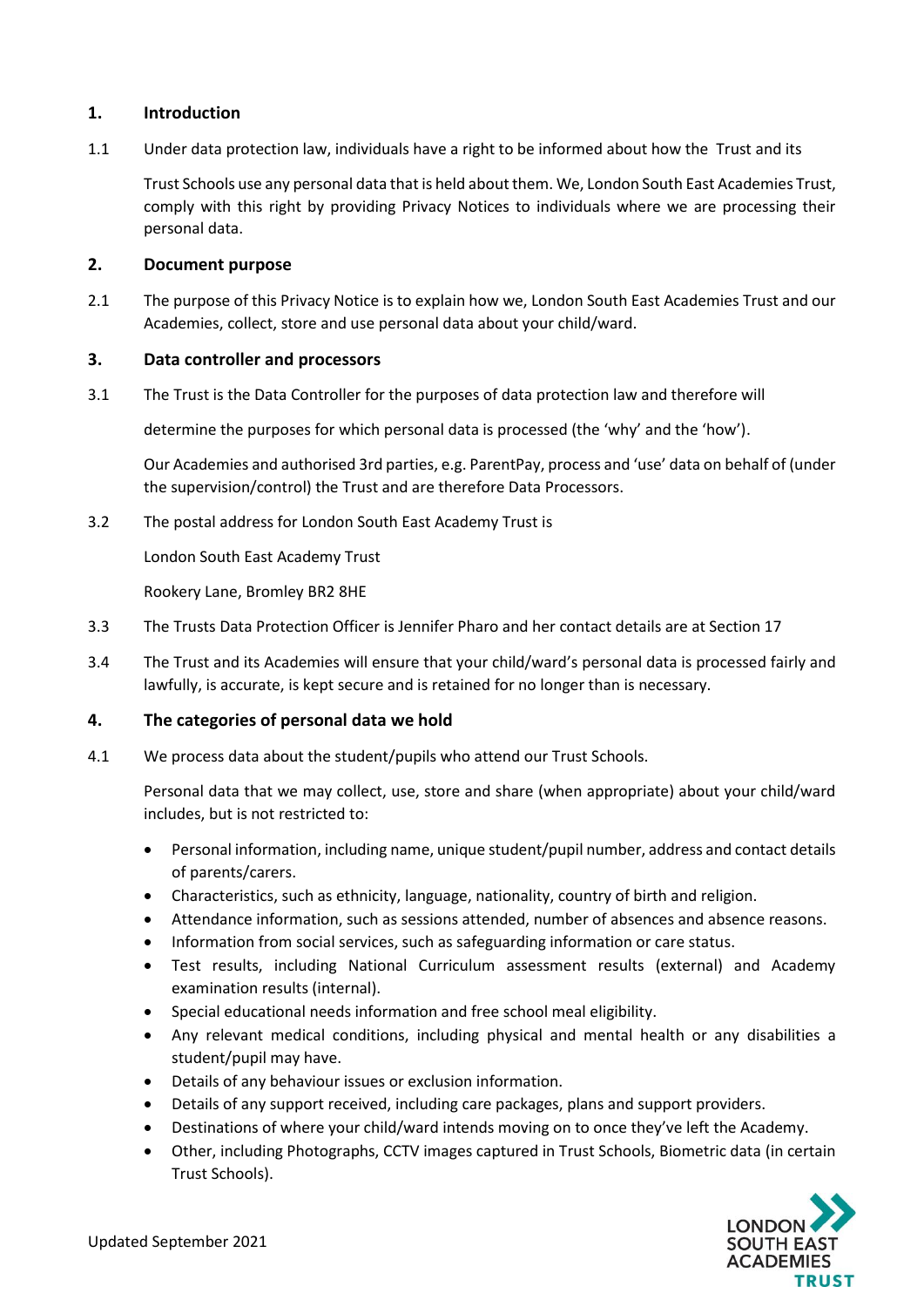## 1. Introduction

1.1 Under data protection law, individuals have a right to be informed about how the Trust and its

Trust Schools use any personal data that is held about them. We, London South East Academies Trust, comply with this right by providing Privacy Notices to individuals where we are processing their personal data.

## 2. Document purpose

2.1 The purpose of this Privacy Notice is to explain how we, London South East Academies Trust and our Academies, collect, store and use personal data about your child/ward.

## 3. Data controller and processors

3.1 The Trust is the Data Controller for the purposes of data protection law and therefore will

determine the purposes for which personal data is processed (the 'why' and the 'how').

Our Academies and authorised 3rd parties, e.g. ParentPay, process and 'use' data on behalf of (under the supervision/control) the Trust and are therefore Data Processors.

3.2 The postal address for London South East Academy Trust is

London South East Academy Trust

Rookery Lane, Bromley BR2 8HE

3.3 The Trusts Data Protection Officer is Jennifer Pharo and her contact details are at Section 17

3.4 The Trust and its Academies will ensure that your child/ward's personal data is processed fairly and lawfully, is accurate, is kept secure and is retained for no longer than is necessary.

## 4. The categories of personal data we hold

4.1 We process data about the student/pupils who attend our Trust Schools.

Personal data that we may collect, use, store and share (when appropriate) about your child/ward includes, but is not restricted to:

- Personal information, including name, unique student/pupil number, address and contact details of parents/carers.
- Characteristics, such as ethnicity, language, nationality, country of birth and religion.
- Attendance information, such as sessions attended, number of absences and absence reasons.
- Information from social services, such as safeguarding information or care status.
- Test results, including National Curriculum assessment results (external) and Academy examination results (internal).
- Special educational needs information and free school meal eligibility.
- Any relevant medical conditions, including physical and mental health or any disabilities a student/pupil may have.
- Details of any behaviour issues or exclusion information.
- Details of any support received, including care packages, plans and support providers.
- Destinations of where your child/ward intends moving on to once they've left the Academy.
- Other, including Photographs, CCTV images captured in Trust Schools, Biometric data (in certain Trust Schools).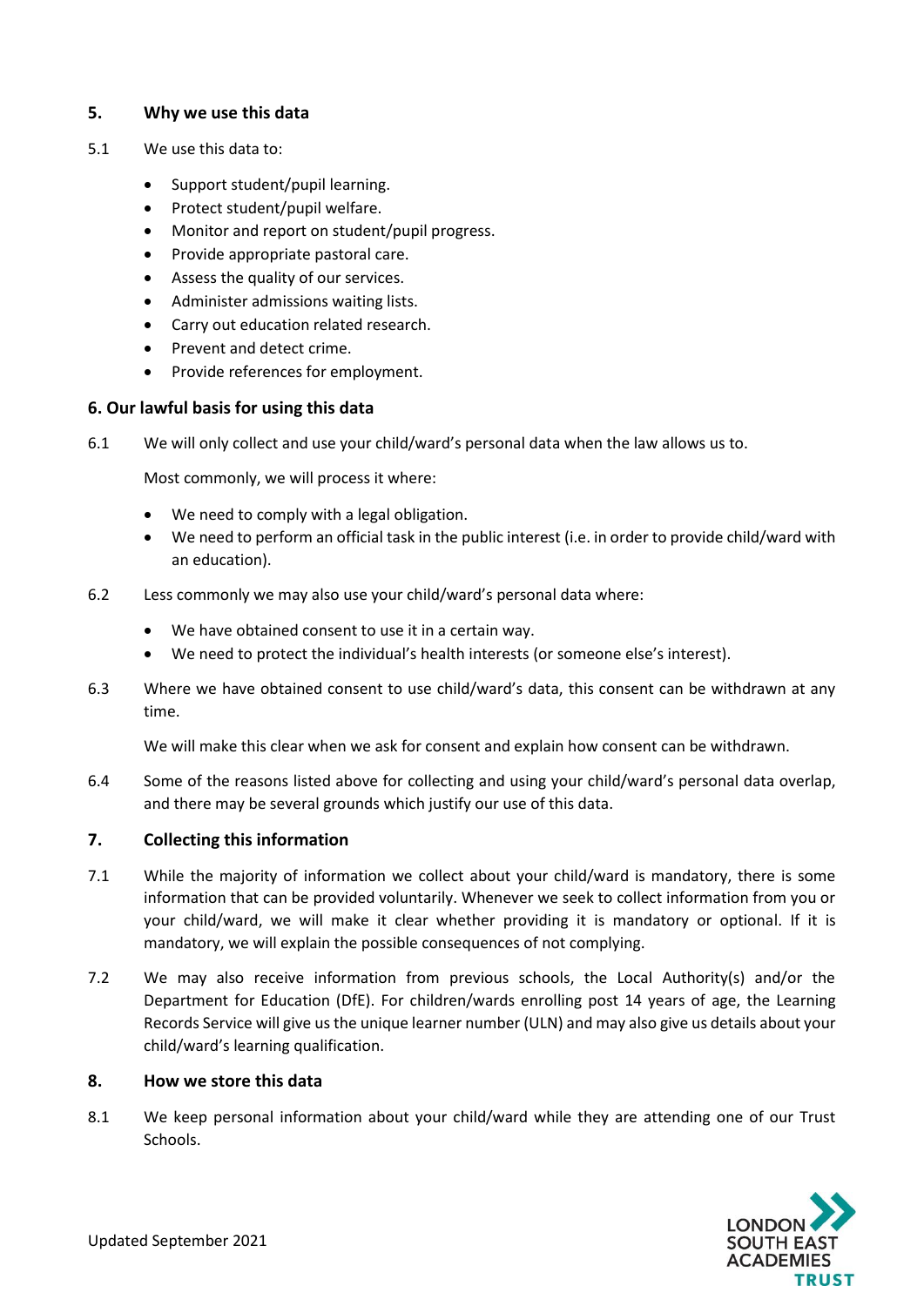## 5. Why we use this data

5.1 We use this data to:

- Support student/pupil learning.
- Protect student/pupil welfare.
- Monitor and report on student/pupil progress.
- Provide appropriate pastoral care.
- Assess the quality of our services.
- Administer admissions waiting lists.
- Carry out education related research.
- Prevent and detect crime.
- Provide references for employment.

## 6. Our lawful basis for using this data

6.1 We will only collect and use your child/ward's personal data when the law allows us to.

Most commonly, we will process it where:

- We need to comply with a legal obligation.
- We need to perform an official task in the public interest (i.e. in order to provide child/ward with an education).

6.2 Less commonly we may also use your child/ward's personal data where:

- We have obtained consent to use it in a certain way.
- We need to protect the individual's health interests (or someone else's interest).

6.3 Where we have obtained consent to use child/ward's data, this consent can be withdrawn at any time.

We will make this clear when we ask for consent and explain how consent can be withdrawn.

6.4 Some of the reasons listed above for collecting and using your child/ward's personal data overlap, and there may be several grounds which justify our use of this data.

## 7. Collecting this information

7.1 While the majority of information we collect about your child/ward is mandatory, there is some information that can be provided voluntarily. Whenever we seek to collect information from you or your child/ward, we will make it clear whether providing it is mandatory or optional. If it is mandatory, we will explain the possible consequences of not complying.

7.2 We may also receive information from previous schools, the Local Authority(s) and/or the Department for Education (DfE). For children/wards enrolling post 14 years of age, the Learning Records Service will give us the unique learner number (ULN) and may also give us details about your child/ward's learning qualification.

## 8. How we store this data

8.1 We keep personal information about your child/ward while they are attending one of our Trust Schools.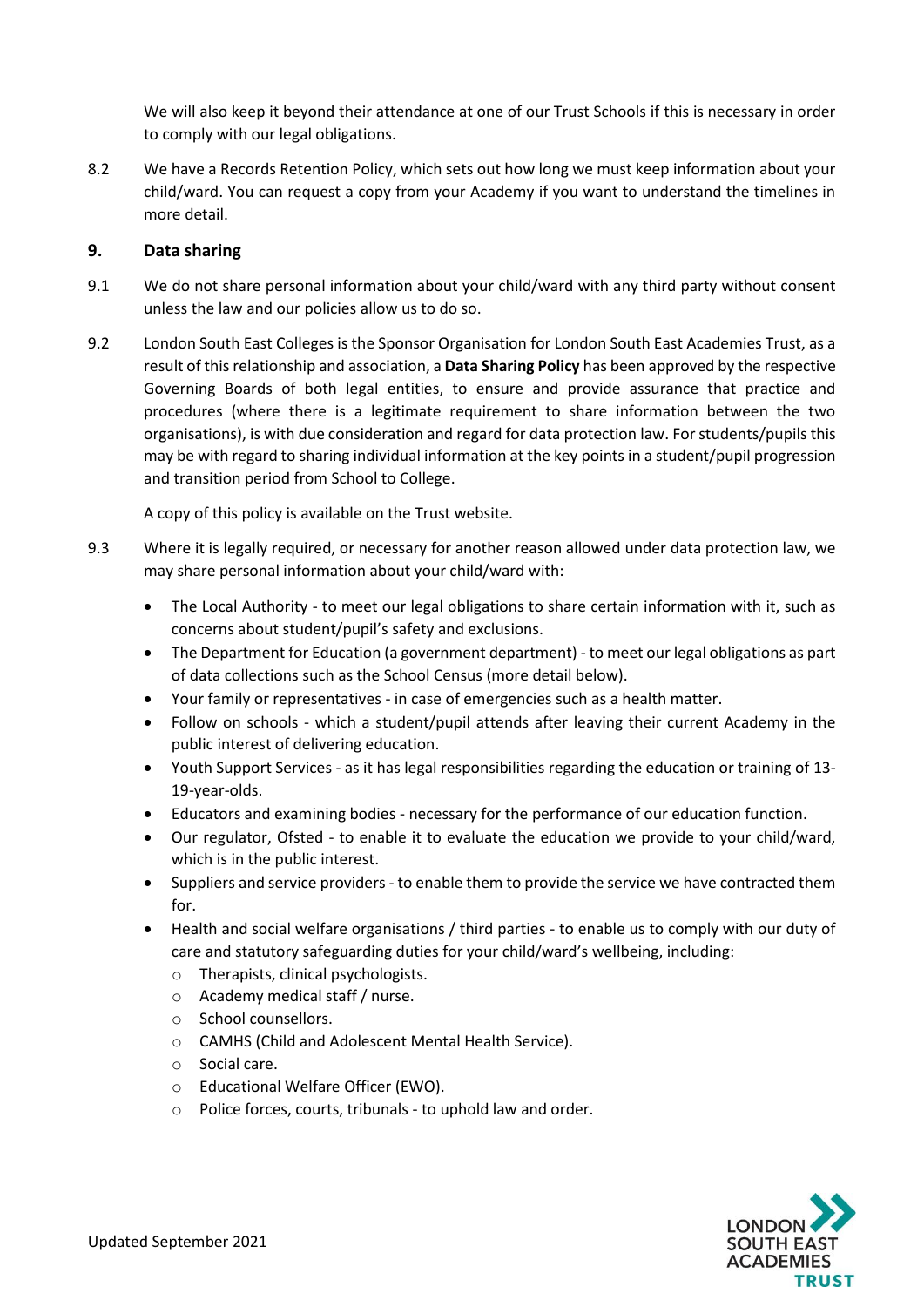We will also keep it beyond their attendance at one of our Trust Schools if this is necessary in order to comply with our legal obligations.

8.2 We have a Records Retention Policy, which sets out how long we must keep information about your child/ward. You can request a copy from your Academy if you want to understand the timelines in more detail.

## 9. Data sharing

9.1 We do not share personal information about your child/ward with any third party without consent unless the law and our policies allow us to do so.

9.2 London South East Colleges is the Sponsor Organisation for London South East Academies Trust, as a result of this relationship and association, a **Data Sharing Policy** has been approved by the respective Governing Boards of both legal entities, to ensure and provide assurance that practice and procedures (where there is a legitimate requirement to share information between the two organisations), is with due consideration and regard for data protection law. For students/pupils this may be with regard to sharing individual information at the key points in a student/pupil progression and transition period from School to College.

A copy of this policy is available on the Trust website.

9.3 Where it is legally required, or necessary for another reason allowed under data protection law, we may share personal information about your child/ward with:

- The Local Authority - to meet our legal obligations to share certain information with it, such as concerns about student/pupil's safety and exclusions.
- The Department for Education (a government department) - to meet our legal obligations as part of data collections such as the School Census (more detail below).
- Your family or representatives - in case of emergencies such as a health matter.
- Follow on schools - which a student/pupil attends after leaving their current Academy in the public interest of delivering education.
- Youth Support Services - as it has legal responsibilities regarding the education or training of 13-19-year-olds.
- Educators and examining bodies - necessary for the performance of our education function.
- Our regulator, Ofsted - to enable it to evaluate the education we provide to your child/ward, which is in the public interest.
- Suppliers and service providers - to enable them to provide the service we have contracted them for.
- Health and social welfare organisations / third parties - to enable us to comply with our duty of care and statutory safeguarding duties for your child/ward's wellbeing, including:
  - Therapists, clinical psychologists.
  - Academy medical staff / nurse.
  - School counsellors.
  - CAMHS (Child and Adolescent Mental Health Service).
  - Social care.
  - Educational Welfare Officer (EWO).
  - Police forces, courts, tribunals - to uphold law and order.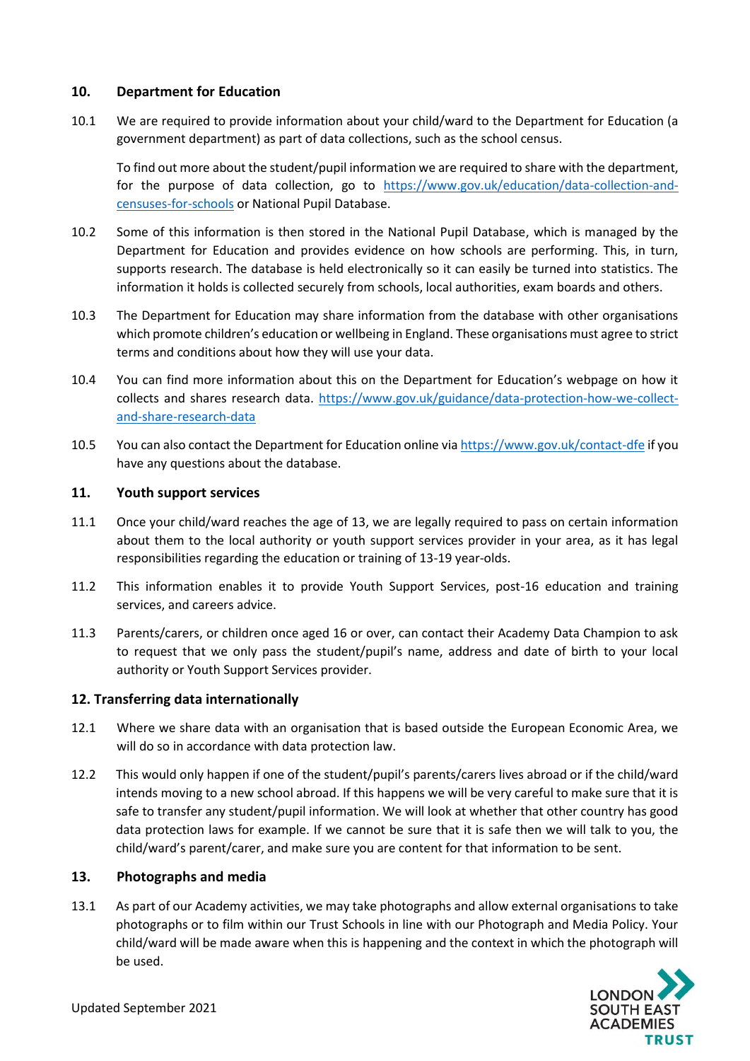## 10. Department for Education

10.1 We are required to provide information about your child/ward to the Department for Education (a government department) as part of data collections, such as the school census.

To find out more about the student/pupil information we are required to share with the department, for the purpose of data collection, go to https://www.gov.uk/education/data-collection-and-censuses-for-schools or National Pupil Database.

10.2 Some of this information is then stored in the National Pupil Database, which is managed by the Department for Education and provides evidence on how schools are performing. This, in turn, supports research. The database is held electronically so it can easily be turned into statistics. The information it holds is collected securely from schools, local authorities, exam boards and others.

10.3 The Department for Education may share information from the database with other organisations which promote children's education or wellbeing in England. These organisations must agree to strict terms and conditions about how they will use your data.

10.4 You can find more information about this on the Department for Education's webpage on how it collects and shares research data. https://www.gov.uk/guidance/data-protection-how-we-collect-and-share-research-data

10.5 You can also contact the Department for Education online via https://www.gov.uk/contact-dfe if you have any questions about the database.

## 11. Youth support services

11.1 Once your child/ward reaches the age of 13, we are legally required to pass on certain information about them to the local authority or youth support services provider in your area, as it has legal responsibilities regarding the education or training of 13-19 year-olds.

11.2 This information enables it to provide Youth Support Services, post-16 education and training services, and careers advice.

11.3 Parents/carers, or children once aged 16 or over, can contact their Academy Data Champion to ask to request that we only pass the student/pupil's name, address and date of birth to your local authority or Youth Support Services provider.

## 12. Transferring data internationally

12.1 Where we share data with an organisation that is based outside the European Economic Area, we will do so in accordance with data protection law.

12.2 This would only happen if one of the student/pupil's parents/carers lives abroad or if the child/ward intends moving to a new school abroad. If this happens we will be very careful to make sure that it is safe to transfer any student/pupil information. We will look at whether that other country has good data protection laws for example. If we cannot be sure that it is safe then we will talk to you, the child/ward's parent/carer, and make sure you are content for that information to be sent.

## 13. Photographs and media

13.1 As part of our Academy activities, we may take photographs and allow external organisations to take photographs or to film within our Trust Schools in line with our Photograph and Media Policy. Your child/ward will be made aware when this is happening and the context in which the photograph will be used.

Updated September 2021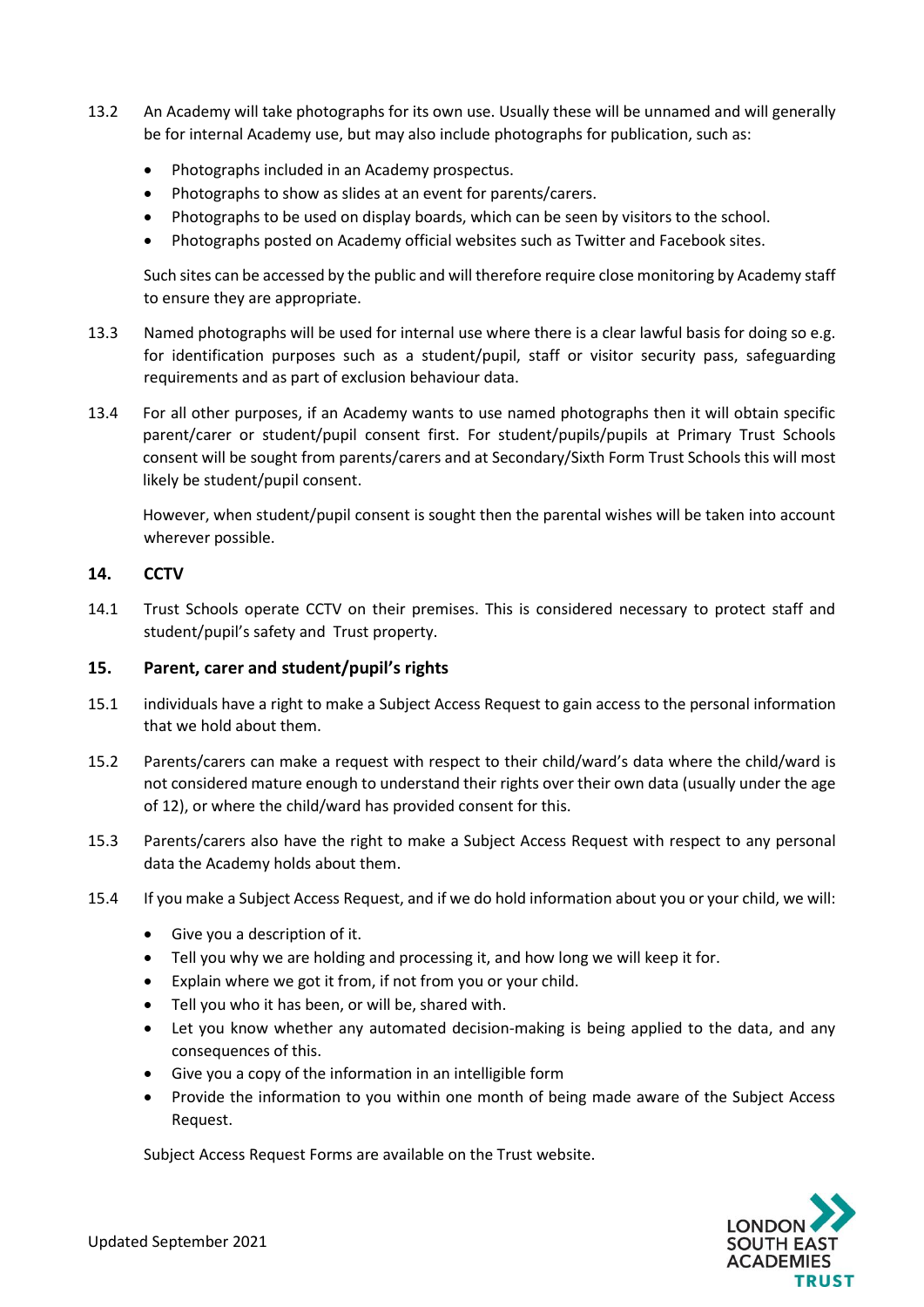13.2 An Academy will take photographs for its own use. Usually these will be unnamed and will generally be for internal Academy use, but may also include photographs for publication, such as:

- Photographs included in an Academy prospectus.
- Photographs to show as slides at an event for parents/carers.
- Photographs to be used on display boards, which can be seen by visitors to the school.
- Photographs posted on Academy official websites such as Twitter and Facebook sites.

Such sites can be accessed by the public and will therefore require close monitoring by Academy staff to ensure they are appropriate.

13.3 Named photographs will be used for internal use where there is a clear lawful basis for doing so e.g. for identification purposes such as a student/pupil, staff or visitor security pass, safeguarding requirements and as part of exclusion behaviour data.

13.4 For all other purposes, if an Academy wants to use named photographs then it will obtain specific parent/carer or student/pupil consent first. For student/pupils/pupils at Primary Trust Schools consent will be sought from parents/carers and at Secondary/Sixth Form Trust Schools this will most likely be student/pupil consent.

However, when student/pupil consent is sought then the parental wishes will be taken into account wherever possible.

## 14. CCTV

14.1 Trust Schools operate CCTV on their premises. This is considered necessary to protect staff and student/pupil's safety and Trust property.

## 15. Parent, carer and student/pupil's rights

15.1 individuals have a right to make a Subject Access Request to gain access to the personal information that we hold about them.

15.2 Parents/carers can make a request with respect to their child/ward's data where the child/ward is not considered mature enough to understand their rights over their own data (usually under the age of 12), or where the child/ward has provided consent for this.

15.3 Parents/carers also have the right to make a Subject Access Request with respect to any personal data the Academy holds about them.

15.4 If you make a Subject Access Request, and if we do hold information about you or your child, we will:

- Give you a description of it.
- Tell you why we are holding and processing it, and how long we will keep it for.
- Explain where we got it from, if not from you or your child.
- Tell you who it has been, or will be, shared with.
- Let you know whether any automated decision-making is being applied to the data, and any consequences of this.
- Give you a copy of the information in an intelligible form
- Provide the information to you within one month of being made aware of the Subject Access Request.

Subject Access Request Forms are available on the Trust website.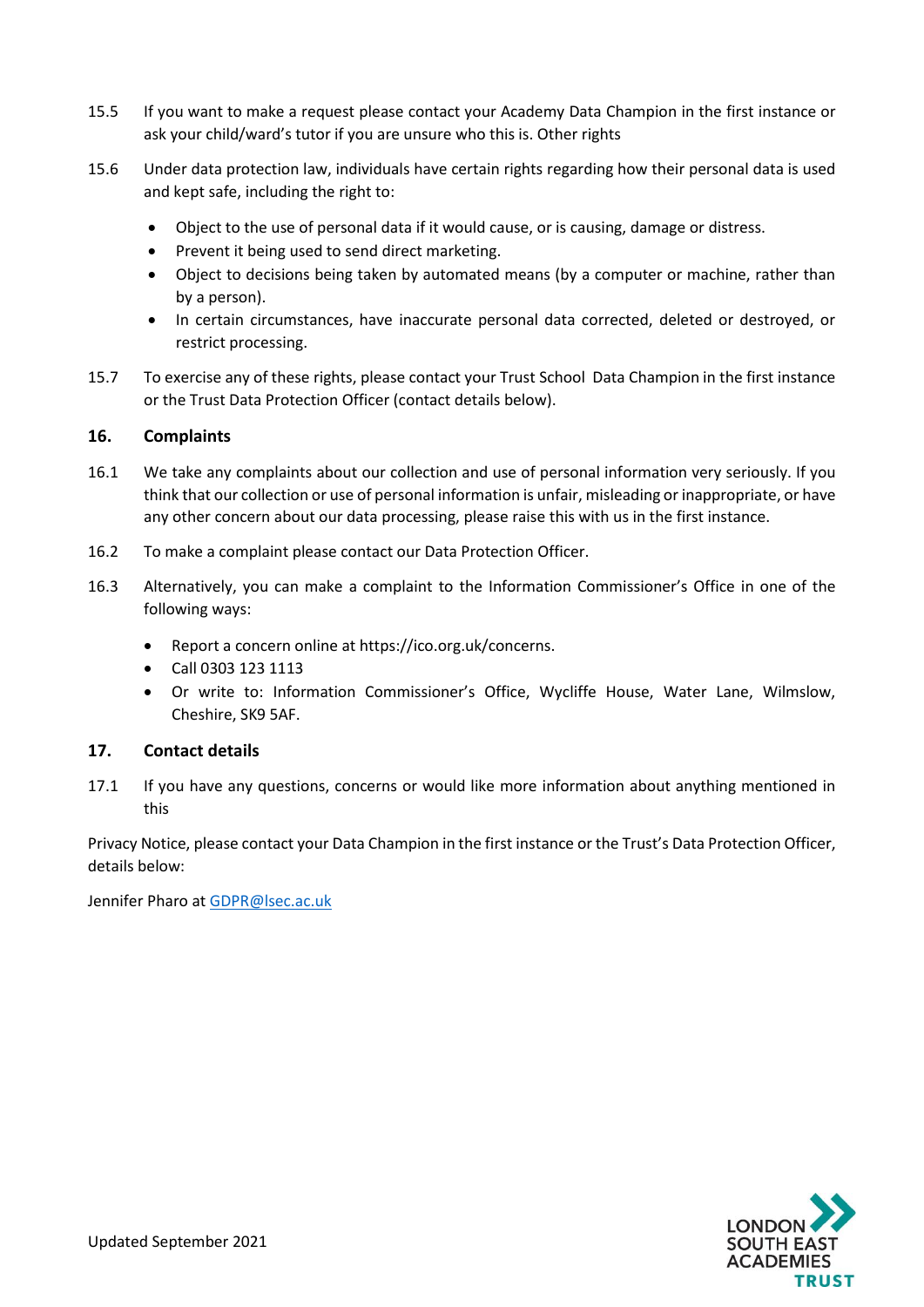15.5 If you want to make a request please contact your Academy Data Champion in the first instance or ask your child/ward's tutor if you are unsure who this is. Other rights

15.6 Under data protection law, individuals have certain rights regarding how their personal data is used and kept safe, including the right to:

- Object to the use of personal data if it would cause, or is causing, damage or distress.
- Prevent it being used to send direct marketing.
- Object to decisions being taken by automated means (by a computer or machine, rather than by a person).
- In certain circumstances, have inaccurate personal data corrected, deleted or destroyed, or restrict processing.

15.7 To exercise any of these rights, please contact your Trust School Data Champion in the first instance or the Trust Data Protection Officer (contact details below).

## 16. Complaints

16.1 We take any complaints about our collection and use of personal information very seriously. If you think that our collection or use of personal information is unfair, misleading or inappropriate, or have any other concern about our data processing, please raise this with us in the first instance.

16.2 To make a complaint please contact our Data Protection Officer.

16.3 Alternatively, you can make a complaint to the Information Commissioner's Office in one of the following ways:

- Report a concern online at https://ico.org.uk/concerns.
- Call 0303 123 1113
- Or write to: Information Commissioner's Office, Wycliffe House, Water Lane, Wilmslow, Cheshire, SK9 5AF.

## 17. Contact details

17.1 If you have any questions, concerns or would like more information about anything mentioned in this

Privacy Notice, please contact your Data Champion in the first instance or the Trust's Data Protection Officer, details below:

Jennifer Pharo at GDPR@lsec.ac.uk

Updated September 2021

LONDON SOUTH EAST ACADEMIES TRUST